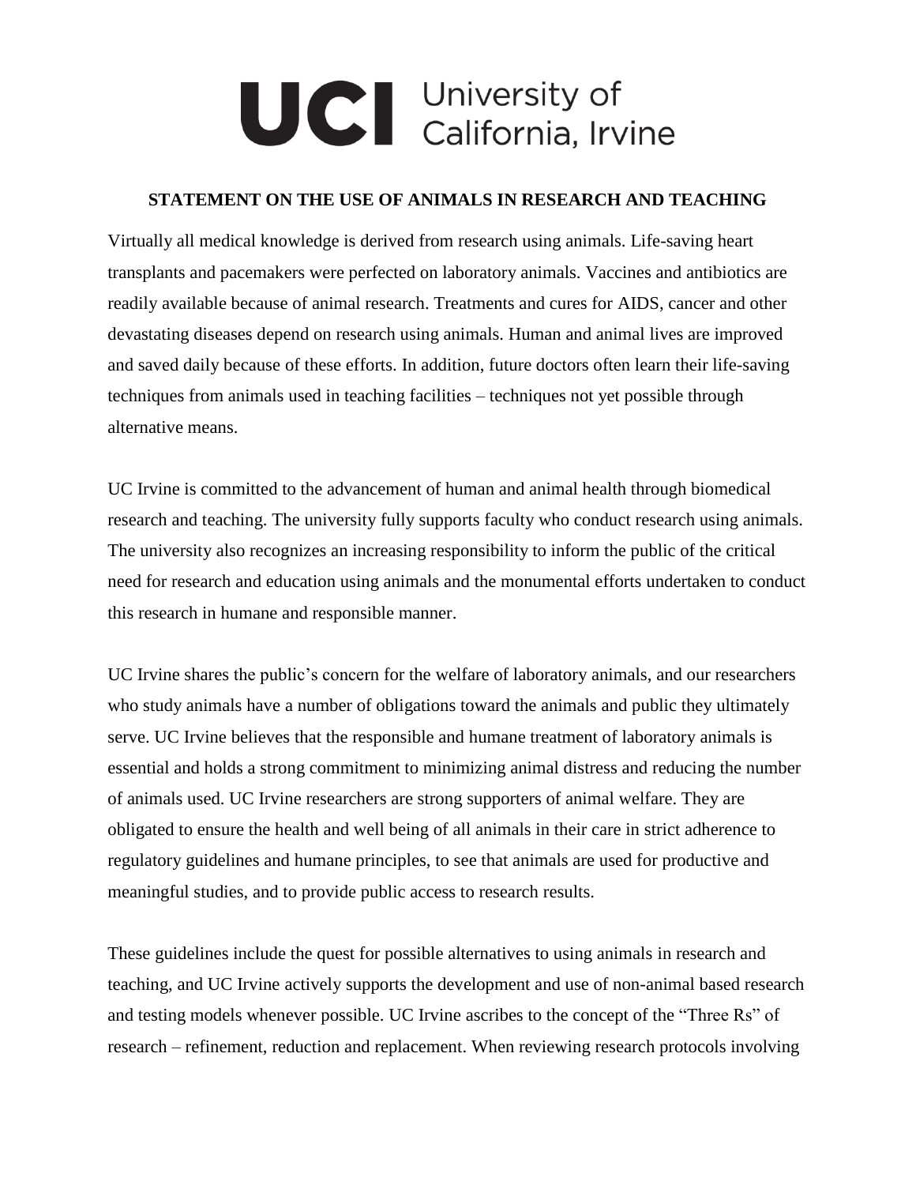# UCI University of California, Irvine

## STATEMENT ON THE USE OF ANIMALS IN RESEARCH AND TEACHING

Virtually all medical knowledge is derived from research using animals. Life-saving heart transplants and pacemakers were perfected on laboratory animals. Vaccines and antibiotics are readily available because of animal research. Treatments and cures for AIDS, cancer and other devastating diseases depend on research using animals. Human and animal lives are improved and saved daily because of these efforts. In addition, future doctors often learn their life-saving techniques from animals used in teaching facilities – techniques not yet possible through alternative means.

UC Irvine is committed to the advancement of human and animal health through biomedical research and teaching. The university fully supports faculty who conduct research using animals. The university also recognizes an increasing responsibility to inform the public of the critical need for research and education using animals and the monumental efforts undertaken to conduct this research in humane and responsible manner.

UC Irvine shares the public's concern for the welfare of laboratory animals, and our researchers who study animals have a number of obligations toward the animals and public they ultimately serve. UC Irvine believes that the responsible and humane treatment of laboratory animals is essential and holds a strong commitment to minimizing animal distress and reducing the number of animals used. UC Irvine researchers are strong supporters of animal welfare. They are obligated to ensure the health and well being of all animals in their care in strict adherence to regulatory guidelines and humane principles, to see that animals are used for productive and meaningful studies, and to provide public access to research results.

These guidelines include the quest for possible alternatives to using animals in research and teaching, and UC Irvine actively supports the development and use of non-animal based research and testing models whenever possible. UC Irvine ascribes to the concept of the "Three Rs" of research – refinement, reduction and replacement. When reviewing research protocols involving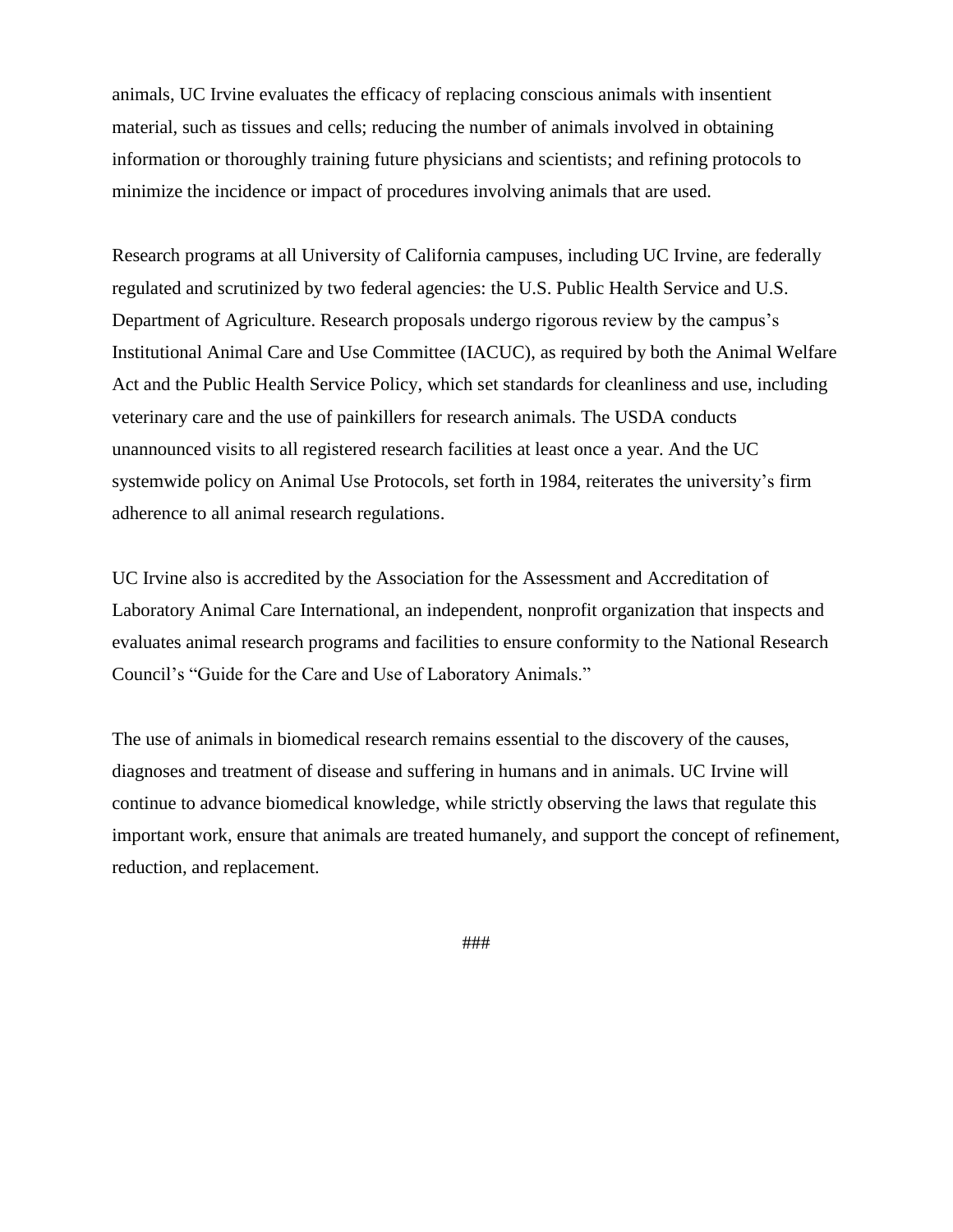animals, UC Irvine evaluates the efficacy of replacing conscious animals with insentient material, such as tissues and cells; reducing the number of animals involved in obtaining information or thoroughly training future physicians and scientists; and refining protocols to minimize the incidence or impact of procedures involving animals that are used.

Research programs at all University of California campuses, including UC Irvine, are federally regulated and scrutinized by two federal agencies: the U.S. Public Health Service and U.S. Department of Agriculture. Research proposals undergo rigorous review by the campus's Institutional Animal Care and Use Committee (IACUC), as required by both the Animal Welfare Act and the Public Health Service Policy, which set standards for cleanliness and use, including veterinary care and the use of painkillers for research animals. The USDA conducts unannounced visits to all registered research facilities at least once a year. And the UC systemwide policy on Animal Use Protocols, set forth in 1984, reiterates the university's firm adherence to all animal research regulations.

UC Irvine also is accredited by the Association for the Assessment and Accreditation of Laboratory Animal Care International, an independent, nonprofit organization that inspects and evaluates animal research programs and facilities to ensure conformity to the National Research Council's "Guide for the Care and Use of Laboratory Animals."

The use of animals in biomedical research remains essential to the discovery of the causes, diagnoses and treatment of disease and suffering in humans and in animals. UC Irvine will continue to advance biomedical knowledge, while strictly observing the laws that regulate this important work, ensure that animals are treated humanely, and support the concept of refinement, reduction, and replacement.

###